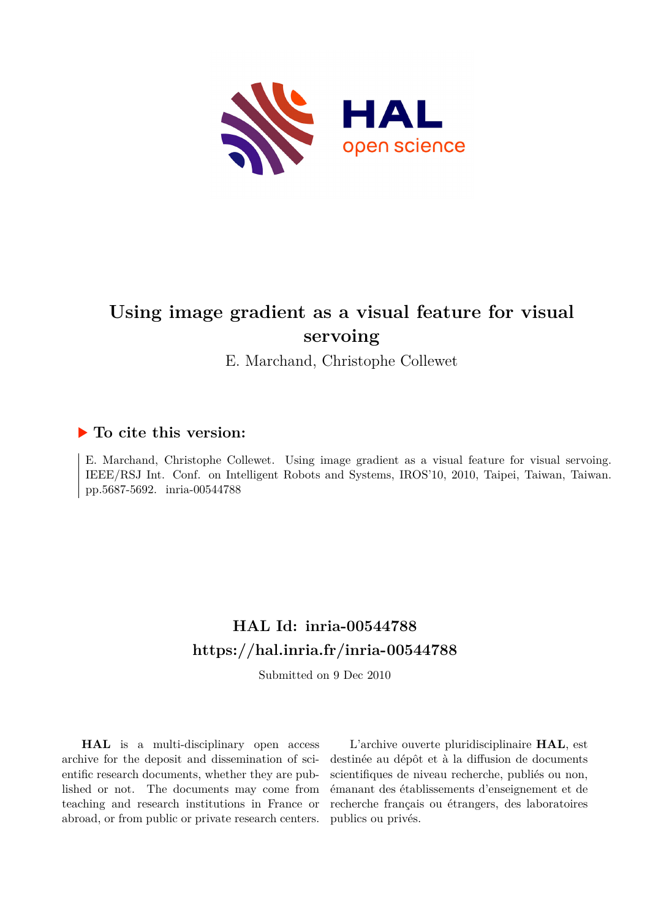# Using image gradient as a visual feature for visual servoing

E. Marchand, Christophe Collewet

## ▶ To cite this version:

E. Marchand, Christophe Collewet. Using image gradient as a visual feature for visual servoing. IEEE/RSJ Int. Conf. on Intelligent Robots and Systems, IROS'10, 2010, Taipei, Taiwan, Taiwan. pp.5687-5692. inria-00544788

## HAL Id: inria-00544788

## https://hal.inria.fr/inria-00544788

Submitted on 9 Dec 2010

**HAL** is a multi-disciplinary open access archive for the deposit and dissemination of scientific research documents, whether they are published or not. The documents may come from teaching and research institutions in France or abroad, or from public or private research centers.

L'archive ouverte pluridisciplinaire **HAL**, est destinée au dépôt et à la diffusion de documents scientifiques de niveau recherche, publiés ou non, émanant des établissements d'enseignement et de recherche français ou étrangers, des laboratoires publics ou privés.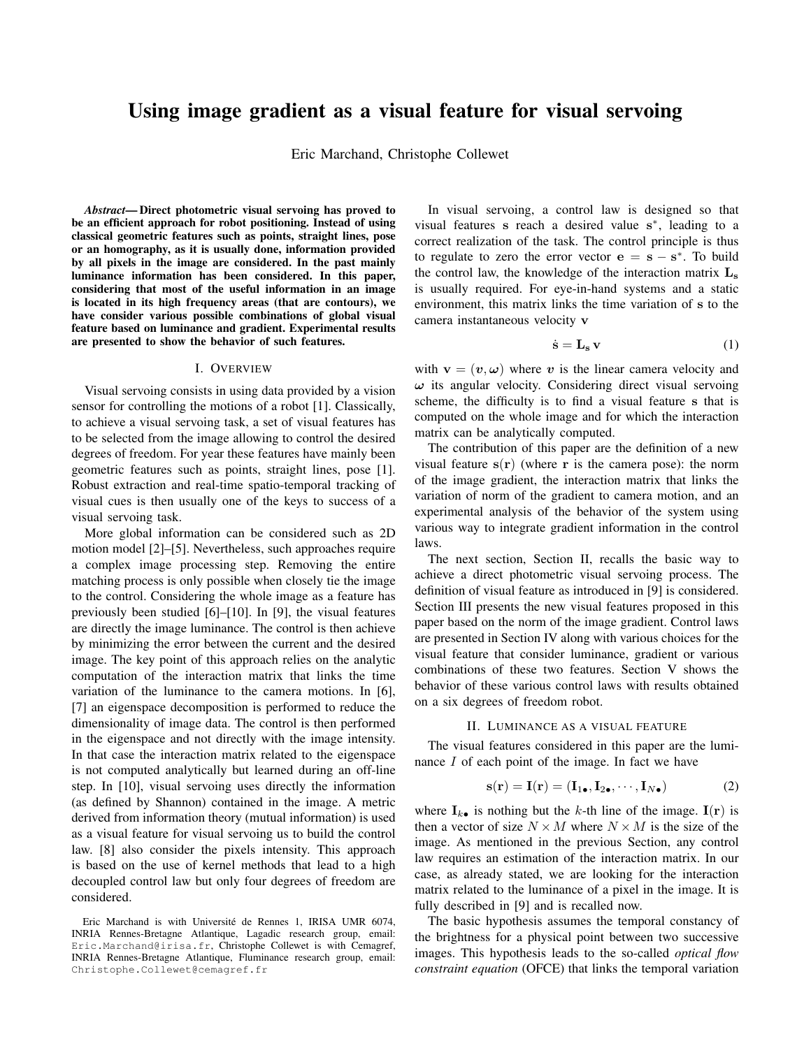# Using image gradient as a visual feature for visual servoing

Eric Marchand, Christophe Collewet

***Abstract*— Direct photometric visual servoing has proved to be an efficient approach for robot positioning. Instead of using classical geometric features such as points, straight lines, pose or an homography, as it is usually done, information provided by all pixels in the image are considered. In the past mainly luminance information has been considered. In this paper, considering that most of the useful information in an image is located in its high frequency areas (that are contours), we have consider various possible combinations of global visual feature based on luminance and gradient. Experimental results are presented to show the behavior of such features.**

## I. Overview

Visual servoing consists in using data provided by a vision sensor for controlling the motions of a robot [1]. Classically, to achieve a visual servoing task, a set of visual features has to be selected from the image allowing to control the desired degrees of freedom. For year these features have mainly been geometric features such as points, straight lines, pose [1]. Robust extraction and real-time spatio-temporal tracking of visual cues is then usually one of the keys to success of a visual servoing task.

More global information can be considered such as 2D motion model [2]–[5]. Nevertheless, such approaches require a complex image processing step. Removing the entire matching process is only possible when closely tie the image to the control. Considering the whole image as a feature has previously been studied [6]–[10]. In [9], the visual features are directly the image luminance. The control is then achieve by minimizing the error between the current and the desired image. The key point of this approach relies on the analytic computation of the interaction matrix that links the time variation of the luminance to the camera motions. In [6], [7] an eigenspace decomposition is performed to reduce the dimensionality of image data. The control is then performed in the eigenspace and not directly with the image intensity. In that case the interaction matrix related to the eigenspace is not computed analytically but learned during an off-line step. In [10], visual servoing uses directly the information (as defined by Shannon) contained in the image. A metric derived from information theory (mutual information) is used as a visual feature for visual servoing us to build the control law. [8] also consider the pixels intensity. This approach is based on the use of kernel methods that lead to a high decoupled control law but only four degrees of freedom are considered.

Eric Marchand is with Université de Rennes 1, IRISA UMR 6074, INRIA Rennes-Bretagne Atlantique, Lagadic research group, email: Eric.Marchand@irisa.fr, Christophe Collewet is with Cemagref, INRIA Rennes-Bretagne Atlantique, Fluminance research group, email: Christophe.Collewet@cemagref.fr

In visual servoing, a control law is designed so that visual features $\mathbf{s}$ reach a desired value $\mathbf{s}^*$, leading to a correct realization of the task. The control principle is thus to regulate to zero the error vector $\mathbf{e} = \mathbf{s} - \mathbf{s}^*$. To build the control law, the knowledge of the interaction matrix $\mathbf{L_s}$ is usually required. For eye-in-hand systems and a static environment, this matrix links the time variation of $\mathbf{s}$ to the camera instantaneous velocity $\mathbf{v}$

$$\dot{\mathbf{s}} = \mathbf{L_s}\,\mathbf{v} \tag{1}$$

with $\mathbf{v} = (\boldsymbol{v}, \boldsymbol{\omega})$ where $\boldsymbol{v}$ is the linear camera velocity and $\boldsymbol{\omega}$ its angular velocity. Considering direct visual servoing scheme, the difficulty is to find a visual feature $\mathbf{s}$ that is computed on the whole image and for which the interaction matrix can be analytically computed.

The contribution of this paper are the definition of a new visual feature $\mathbf{s}(\mathbf{r})$ (where $\mathbf{r}$ is the camera pose): the norm of the image gradient, the interaction matrix that links the variation of norm of the gradient to camera motion, and an experimental analysis of the behavior of the system using various way to integrate gradient information in the control laws.

The next section, Section II, recalls the basic way to achieve a direct photometric visual servoing process. The definition of visual feature as introduced in [9] is considered. Section III presents the new visual features proposed in this paper based on the norm of the image gradient. Control laws are presented in Section IV along with various choices for the visual feature that consider luminance, gradient or various combinations of these two features. Section V shows the behavior of these various control laws with results obtained on a six degrees of freedom robot.

## II. Luminance as a visual feature

The visual features considered in this paper are the luminance $I$ of each point of the image. In fact we have

$$\mathbf{s}(\mathbf{r}) = \mathbf{I}(\mathbf{r}) = (\mathbf{I}_{1\bullet}, \mathbf{I}_{2\bullet}, \cdots, \mathbf{I}_{N\bullet}) \tag{2}$$

where $\mathbf{I}_{k\bullet}$ is nothing but the $k$-th line of the image. $\mathbf{I}(\mathbf{r})$ is then a vector of size $N \times M$ where $N \times M$ is the size of the image. As mentioned in the previous Section, any control law requires an estimation of the interaction matrix. In our case, as already stated, we are looking for the interaction matrix related to the luminance of a pixel in the image. It is fully described in [9] and is recalled now.

The basic hypothesis assumes the temporal constancy of the brightness for a physical point between two successive images. This hypothesis leads to the so-called *optical flow constraint equation* (OFCE) that links the temporal variation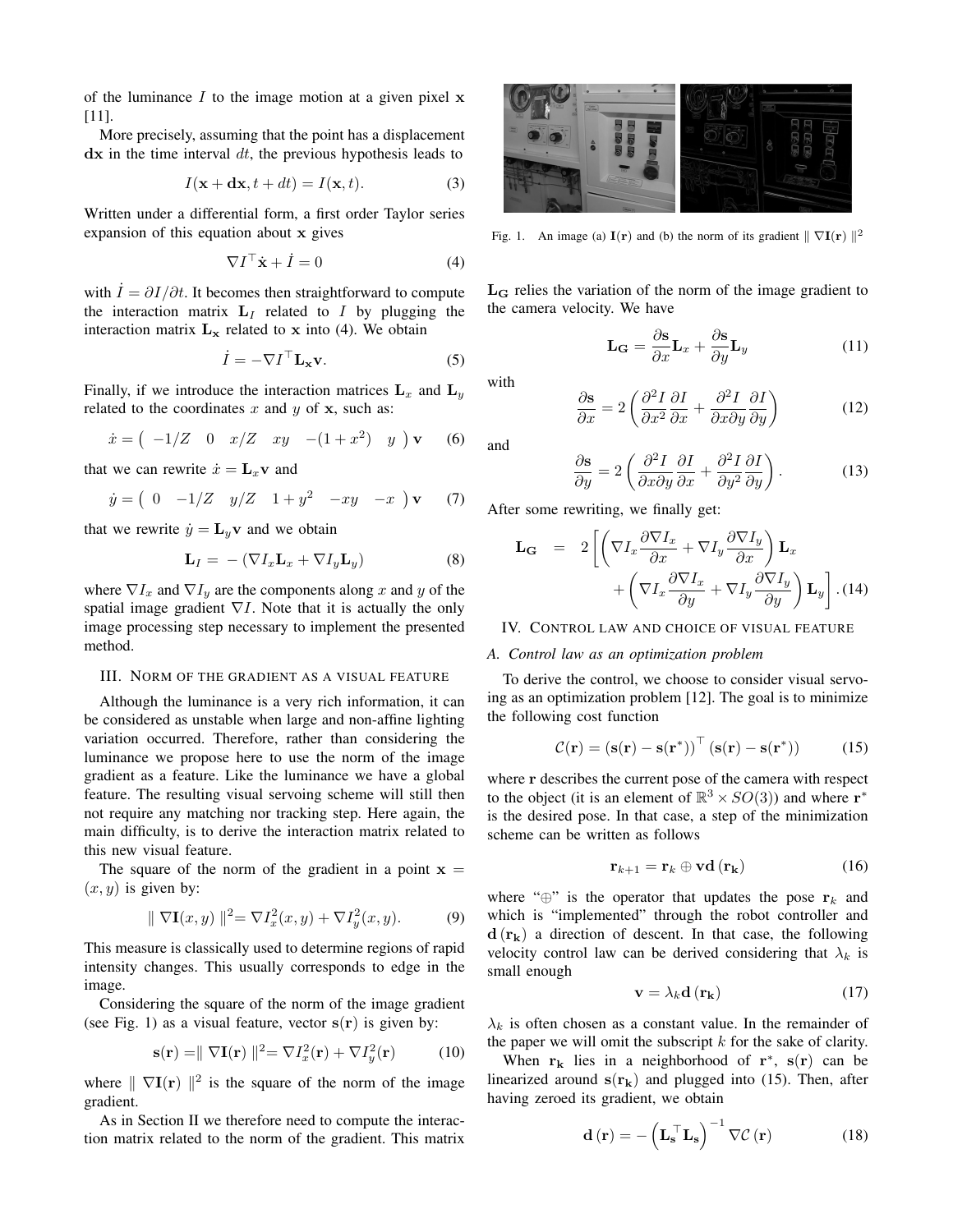of the luminance $I$ to the image motion at a given pixel $\mathbf{x}$ [11].

More precisely, assuming that the point has a displacement $\mathbf{dx}$ in the time interval $dt$, the previous hypothesis leads to

$$I(\mathbf{x} + \mathbf{dx}, t + dt) = I(\mathbf{x}, t). \tag{3}$$

Written under a differential form, a first order Taylor series expansion of this equation about $\mathbf{x}$ gives

$$\nabla I^\top \dot{\mathbf{x}} + \dot{I} = 0 \tag{4}$$

with $\dot{I} = \partial I / \partial t$. It becomes then straightforward to compute the interaction matrix $\mathbf{L}_I$ related to $I$ by plugging the interaction matrix $\mathbf{L}_\mathbf{x}$ related to $\mathbf{x}$ into (4). We obtain

$$\dot{I} = -\nabla I^\top \mathbf{L}_\mathbf{x} \mathbf{v}. \tag{5}$$

Finally, if we introduce the interaction matrices $\mathbf{L}_x$ and $\mathbf{L}_y$ related to the coordinates $x$ and $y$ of $\mathbf{x}$, such as:

$$\dot{x} = \begin{pmatrix} -1/Z & 0 & x/Z & xy & -(1+x^2) & y \end{pmatrix} \mathbf{v} \tag{6}$$

that we can rewrite $\dot{x} = \mathbf{L}_x \mathbf{v}$ and

$$\dot{y} = \begin{pmatrix} 0 & -1/Z & y/Z & 1+y^2 & -xy & -x \end{pmatrix} \mathbf{v} \tag{7}$$

that we rewrite $\dot{y} = \mathbf{L}_y \mathbf{v}$ and we obtain

$$\mathbf{L}_I = -\left(\nabla I_x \mathbf{L}_x + \nabla I_y \mathbf{L}_y\right) \tag{8}$$

where $\nabla I_x$ and $\nabla I_y$ are the components along $x$ and $y$ of the spatial image gradient $\nabla I$. Note that it is actually the only image processing step necessary to implement the presented method.

## III. Norm of the gradient as a visual feature

Although the luminance is a very rich information, it can be considered as unstable when large and non-affine lighting variation occurred. Therefore, rather than considering the luminance we propose here to use the norm of the image gradient as a feature. Like the luminance we have a global feature. The resulting visual servoing scheme will still then not require any matching nor tracking step. Here again, the main difficulty, is to derive the interaction matrix related to this new visual feature.

The square of the norm of the gradient in a point $\mathbf{x} = (x, y)$ is given by:

$$\parallel \nabla \mathbf{I}(x,y) \parallel^2 = \nabla I_x^2(x,y) + \nabla I_y^2(x,y). \tag{9}$$

This measure is classically used to determine regions of rapid intensity changes. This usually corresponds to edge in the image.

Considering the square of the norm of the image gradient (see Fig. 1) as a visual feature, vector $\mathbf{s}(\mathbf{r})$ is given by:

$$\mathbf{s}(\mathbf{r}) = \parallel \nabla \mathbf{I}(\mathbf{r}) \parallel^2 = \nabla I_x^2(\mathbf{r}) + \nabla I_y^2(\mathbf{r}) \tag{10}$$

where $\parallel \nabla \mathbf{I}(\mathbf{r}) \parallel^2$ is the square of the norm of the image gradient.

As in Section II we therefore need to compute the interaction matrix related to the norm of the gradient. This matrix $\mathbf{L_G}$ relies the variation of the norm of the image gradient to the camera velocity. We have

Fig. 1. An image (a) $\mathbf{I}(\mathbf{r})$ and (b) the norm of its gradient $\parallel \nabla \mathbf{I}(\mathbf{r}) \parallel^2$

$$\mathbf{L_G} = \frac{\partial \mathbf{s}}{\partial x} \mathbf{L}_x + \frac{\partial \mathbf{s}}{\partial y} \mathbf{L}_y \tag{11}$$

with

$$\frac{\partial \mathbf{s}}{\partial x} = 2 \left( \frac{\partial^2 I}{\partial x^2} \frac{\partial I}{\partial x} + \frac{\partial^2 I}{\partial x \partial y} \frac{\partial I}{\partial y} \right) \tag{12}$$

and

$$\frac{\partial \mathbf{s}}{\partial y} = 2 \left( \frac{\partial^2 I}{\partial x \partial y} \frac{\partial I}{\partial x} + \frac{\partial^2 I}{\partial y^2} \frac{\partial I}{\partial y} \right). \tag{13}$$

After some rewriting, we finally get:

$$\begin{aligned} \mathbf{L_G} \;=\; 2 \Bigg[ & \left( \nabla I_x \frac{\partial \nabla I_x}{\partial x} + \nabla I_y \frac{\partial \nabla I_y}{\partial x} \right) \mathbf{L}_x \\ & + \left( \nabla I_x \frac{\partial \nabla I_x}{\partial y} + \nabla I_y \frac{\partial \nabla I_y}{\partial y} \right) \mathbf{L}_y \Bigg]. \end{aligned} \tag{14}$$

## IV. Control law and choice of visual feature

### A. Control law as an optimization problem

To derive the control, we choose to consider visual servoing as an optimization problem [12]. The goal is to minimize the following cost function

$$\mathcal{C}(\mathbf{r}) = \left(\mathbf{s}(\mathbf{r}) - \mathbf{s}(\mathbf{r}^*)\right)^\top \left(\mathbf{s}(\mathbf{r}) - \mathbf{s}(\mathbf{r}^*)\right) \tag{15}$$

where $\mathbf{r}$ describes the current pose of the camera with respect to the object (it is an element of $\mathbb{R}^3 \times SO(3)$) and where $\mathbf{r}^*$ is the desired pose. In that case, a step of the minimization scheme can be written as follows

$$\mathbf{r}_{k+1} = \mathbf{r}_k \oplus \mathbf{v} \mathbf{d}\left(\mathbf{r_k}\right) \tag{16}$$

where "$\oplus$" is the operator that updates the pose $\mathbf{r}_k$ and which is "implemented" through the robot controller and $\mathbf{d}\left(\mathbf{r_k}\right)$ a direction of descent. In that case, the following velocity control law can be derived considering that $\lambda_k$ is small enough

$$\mathbf{v} = \lambda_k \mathbf{d}\left(\mathbf{r_k}\right) \tag{17}$$

$\lambda_k$ is often chosen as a constant value. In the remainder of the paper we will omit the subscript $k$ for the sake of clarity.

When $\mathbf{r_k}$ lies in a neighborhood of $\mathbf{r}^*$, $\mathbf{s}(\mathbf{r})$ can be linearized around $\mathbf{s}(\mathbf{r_k})$ and plugged into (15). Then, after having zeroed its gradient, we obtain

$$\mathbf{d}\left(\mathbf{r}\right) = -\left(\mathbf{L_s}^\top \mathbf{L_s}\right)^{-1} \nabla \mathcal{C}\left(\mathbf{r}\right) \tag{18}$$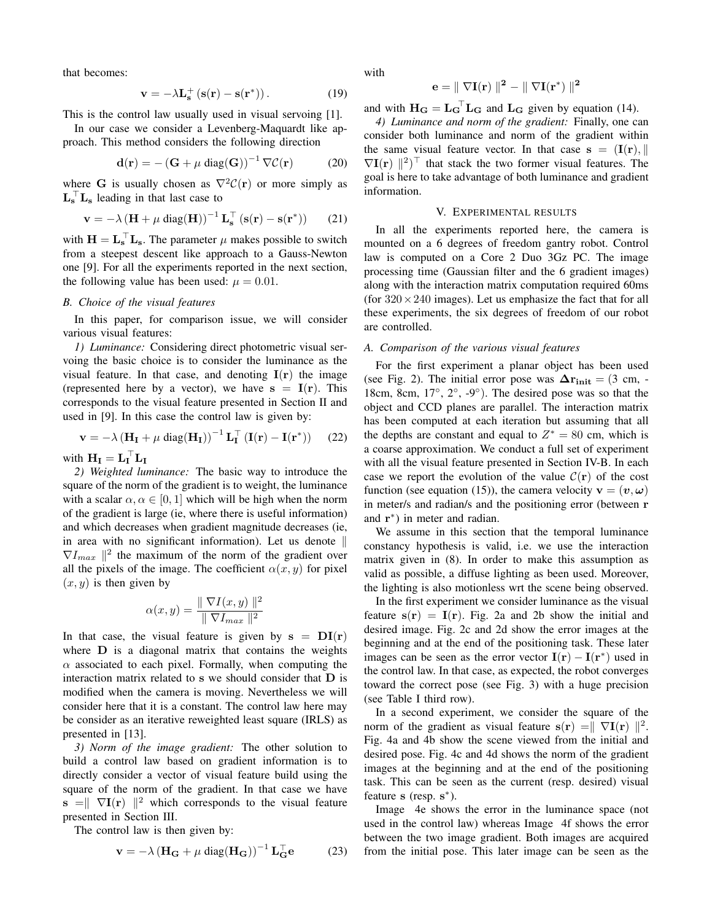that becomes:

$$\mathbf{v} = -\lambda \mathbf{L_s}^{+} \left(\mathbf{s}(\mathbf{r}) - \mathbf{s}(\mathbf{r}^*)\right). \tag{19}$$

This is the control law usually used in visual servoing [1].

In our case we consider a Levenberg-Maquardt like approach. This method considers the following direction

$$\mathbf{d}(\mathbf{r}) = -\left(\mathbf{G} + \mu \operatorname{diag}(\mathbf{G})\right)^{-1} \nabla \mathcal{C}(\mathbf{r}) \tag{20}$$

where $\mathbf{G}$ is usually chosen as $\nabla^2 \mathcal{C}(\mathbf{r})$ or more simply as $\mathbf{L_s}^\top \mathbf{L_s}$ leading in that last case to

$$\mathbf{v} = -\lambda \left(\mathbf{H} + \mu \operatorname{diag}(\mathbf{H})\right)^{-1} \mathbf{L_s}^\top \left(\mathbf{s}(\mathbf{r}) - \mathbf{s}(\mathbf{r}^*)\right) \tag{21}$$

with $\mathbf{H} = \mathbf{L_s}^\top \mathbf{L_s}$. The parameter $\mu$ makes possible to switch from a steepest descent like approach to a Gauss-Newton one [9]. For all the experiments reported in the next section, the following value has been used: $\mu = 0.01$.

### B. Choice of the visual features

In this paper, for comparison issue, we will consider various visual features:

*1) Luminance:* Considering direct photometric visual servoing the basic choice is to consider the luminance as the visual feature. In that case, and denoting $\mathbf{I}(\mathbf{r})$ the image (represented here by a vector), we have $\mathbf{s} = \mathbf{I}(\mathbf{r})$. This corresponds to the visual feature presented in Section II and used in [9]. In this case the control law is given by:

$$\mathbf{v} = -\lambda \left(\mathbf{H_I} + \mu \operatorname{diag}(\mathbf{H_I})\right)^{-1} \mathbf{L_I}^\top \left(\mathbf{I}(\mathbf{r}) - \mathbf{I}(\mathbf{r}^*)\right) \tag{22}$$

with $\mathbf{H_I} = \mathbf{L_I}^\top \mathbf{L_I}$

*2) Weighted luminance:* The basic way to introduce the square of the norm of the gradient is to weight, the luminance with a scalar $\alpha, \alpha \in [0, 1]$ which will be high when the norm of the gradient is large (ie, where there is useful information) and which decreases when gradient magnitude decreases (ie, in area with no significant information). Let us denote $\| \nabla I_{max} \|^2$ the maximum of the norm of the gradient over all the pixels of the image. The coefficient $\alpha(x, y)$ for pixel $(x, y)$ is then given by

$$\alpha(x, y) = \frac{\| \nabla I(x, y) \|^2}{\| \nabla I_{max} \|^2}$$

In that case, the visual feature is given by $\mathbf{s} = \mathbf{DI}(\mathbf{r})$ where $\mathbf{D}$ is a diagonal matrix that contains the weights $\alpha$ associated to each pixel. Formally, when computing the interaction matrix related to $\mathbf{s}$ we should consider that $\mathbf{D}$ is modified when the camera is moving. Nevertheless we will consider here that it is a constant. The control law here may be consider as an iterative reweighted least square (IRLS) as presented in [13].

*3) Norm of the image gradient:* The other solution to build a control law based on gradient information is to directly consider a vector of visual feature build using the square of the norm of the gradient. In that case we have $\mathbf{s} = \| \nabla \mathbf{I}(\mathbf{r}) \|^2$ which corresponds to the visual feature presented in Section III.

The control law is then given by:

$$\mathbf{v} = -\lambda \left(\mathbf{H_G} + \mu \operatorname{diag}(\mathbf{H_G})\right)^{-1} \mathbf{L_G}^\top \mathbf{e} \tag{23}$$

with

$$\mathbf{e} = \| \nabla \mathbf{I}(\mathbf{r}) \|^2 - \| \nabla \mathbf{I}(\mathbf{r}^*) \|^2$$

and with $\mathbf{H_G} = \mathbf{L_G}^\top \mathbf{L_G}$ and $\mathbf{L_G}$ given by equation (14).

*4) Luminance and norm of the gradient:* Finally, one can consider both luminance and norm of the gradient within the same visual feature vector. In that case $\mathbf{s} = (\mathbf{I}(\mathbf{r}), \| \nabla \mathbf{I}(\mathbf{r}) \|^2)^\top$ that stack the two former visual features. The goal is here to take advantage of both luminance and gradient information.

## V. Experimental results

In all the experiments reported here, the camera is mounted on a 6 degrees of freedom gantry robot. Control law is computed on a Core 2 Duo 3Gz PC. The image processing time (Gaussian filter and the 6 gradient images) along with the interaction matrix computation required 60ms (for $320 \times 240$ images). Let us emphasize the fact that for all these experiments, the six degrees of freedom of our robot are controlled.

### A. Comparison of the various visual features

For the first experiment a planar object has been used (see Fig. 2). The initial error pose was $\mathbf{\Delta r_{init}} =$ (3 cm, -18cm, 8cm, 17°, 2°, -9°). The desired pose was so that the object and CCD planes are parallel. The interaction matrix has been computed at each iteration but assuming that all the depths are constant and equal to $Z^* = 80$ cm, which is a coarse approximation. We conduct a full set of experiment with all the visual feature presented in Section IV-B. In each case we report the evolution of the value $\mathcal{C}(\mathbf{r})$ of the cost function (see equation (15)), the camera velocity $\mathbf{v} = (\boldsymbol{v}, \boldsymbol{\omega})$ in meter/s and radian/s and the positioning error (between $\mathbf{r}$ and $\mathbf{r}^*$) in meter and radian.

We assume in this section that the temporal luminance constancy hypothesis is valid, i.e. we use the interaction matrix given in (8). In order to make this assumption as valid as possible, a diffuse lighting as been used. Moreover, the lighting is also motionless wrt the scene being observed.

In the first experiment we consider luminance as the visual feature $\mathbf{s}(\mathbf{r}) = \mathbf{I}(\mathbf{r})$. Fig. 2a and 2b show the initial and desired image. Fig. 2c and 2d show the error images at the beginning and at the end of the positioning task. These later images can be seen as the error vector $\mathbf{I}(\mathbf{r}) - \mathbf{I}(\mathbf{r}^*)$ used in the control law. In that case, as expected, the robot converges toward the correct pose (see Fig. 3) with a huge precision (see Table I third row).

In a second experiment, we consider the square of the norm of the gradient as visual feature $\mathbf{s}(\mathbf{r}) = \| \nabla \mathbf{I}(\mathbf{r}) \|^2$. Fig. 4a and 4b show the scene viewed from the initial and desired pose. Fig. 4c and 4d shows the norm of the gradient images at the beginning and at the end of the positioning task. This can be seen as the current (resp. desired) visual feature $\mathbf{s}$ (resp. $\mathbf{s}^*$).

Image 4e shows the error in the luminance space (not used in the control law) whereas Image 4f shows the error between the two image gradient. Both images are acquired from the initial pose. This later image can be seen as the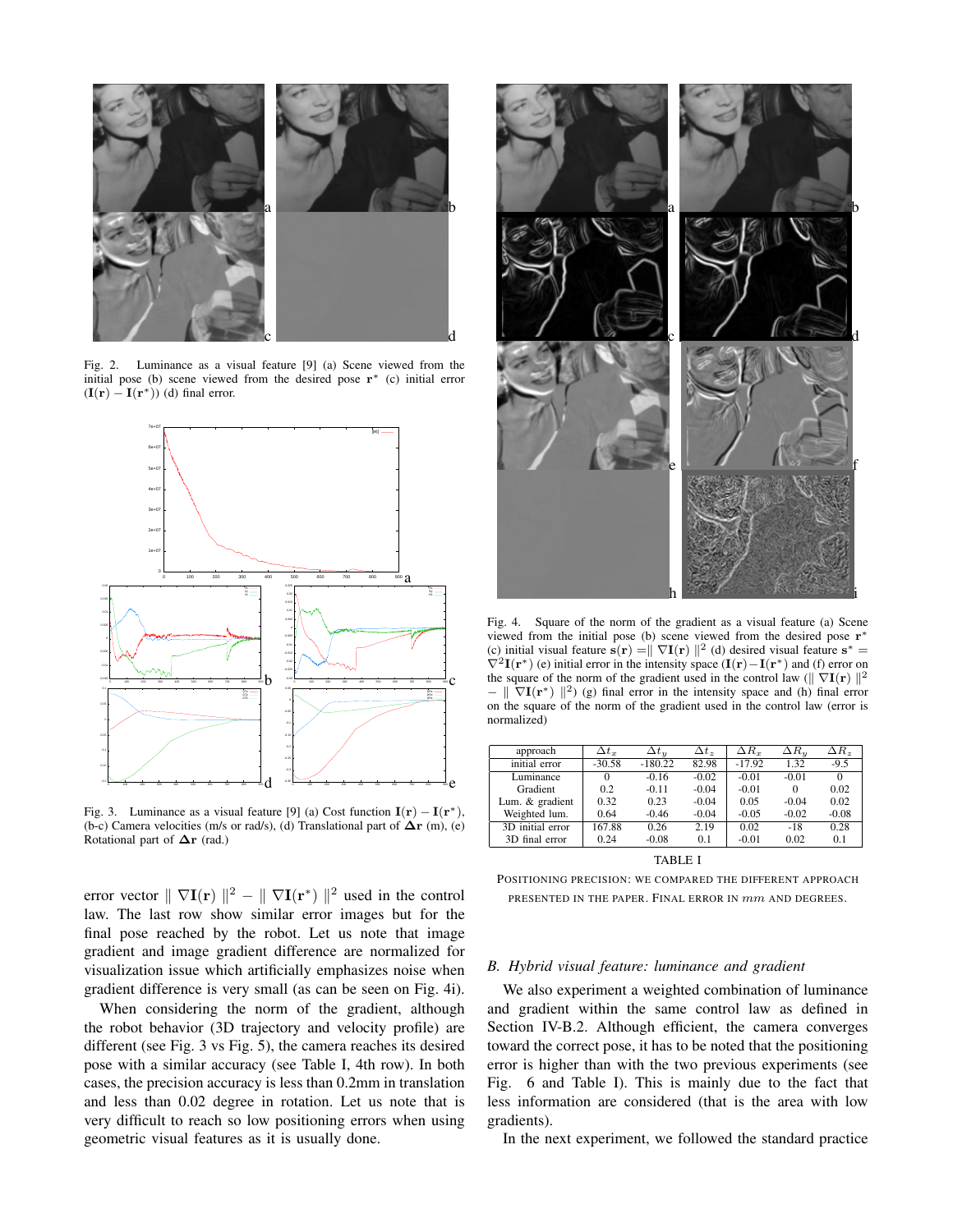Fig. 2. Luminance as a visual feature [9] (a) Scene viewed from the initial pose (b) scene viewed from the desired pose $\mathbf{r}^*$ (c) initial error $(\mathbf{I}(\mathbf{r}) - \mathbf{I}(\mathbf{r}^*))$ (d) final error.

Fig. 3. Luminance as a visual feature [9] (a) Cost function $\mathbf{I}(\mathbf{r}) - \mathbf{I}(\mathbf{r}^*)$, (b-c) Camera velocities (m/s or rad/s), (d) Translational part of $\mathbf{\Delta r}$ (m), (e) Rotational part of $\mathbf{\Delta r}$ (rad.)

error vector $\| \nabla \mathbf{I}(\mathbf{r}) \|^2 - \| \nabla \mathbf{I}(\mathbf{r}^*) \|^2$ used in the control law. The last row show similar error images but for the final pose reached by the robot. Let us note that image gradient and image gradient difference are normalized for visualization issue which artificially emphasizes noise when gradient difference is very small (as can be seen on Fig. 4i).

When considering the norm of the gradient, although the robot behavior (3D trajectory and velocity profile) are different (see Fig. 3 vs Fig. 5), the camera reaches its desired pose with a similar accuracy (see Table I, 4th row). In both cases, the precision accuracy is less than 0.2mm in translation and less than 0.02 degree in rotation. Let us note that is very difficult to reach so low positioning errors when using geometric visual features as it is usually done.

Fig. 4. Square of the norm of the gradient as a visual feature (a) Scene viewed from the initial pose (b) scene viewed from the desired pose $\mathbf{r}^*$ (c) initial visual feature $\mathbf{s}(\mathbf{r}) = \| \nabla \mathbf{I}(\mathbf{r}) \|^2$ (d) desired visual feature $\mathbf{s}^* = \nabla^2 \mathbf{I}(\mathbf{r}^*)$ (e) initial error in the intensity space $(\mathbf{I}(\mathbf{r}) - \mathbf{I}(\mathbf{r}^*))$ and (f) error on the square of the norm of the gradient used in the control law ($\| \nabla \mathbf{I}(\mathbf{r}) \|^2 - \| \nabla \mathbf{I}(\mathbf{r}^*) \|^2$) (g) final error in the intensity space and (h) final error on the square of the norm of the gradient used in the control law (error is normalized)

| approach | $\Delta t_x$ | $\Delta t_y$ | $\Delta t_z$ | $\Delta R_x$ | $\Delta R_y$ | $\Delta R_z$ |
|---|---|---|---|---|---|---|
| initial error | -30.58 | -180.22 | 82.98 | -17.92 | 1.32 | -9.5 |
| Luminance | 0 | -0.16 | -0.02 | -0.01 | -0.01 | 0 |
| Gradient | 0.2 | -0.11 | -0.04 | -0.01 | 0 | 0.02 |
| Lum. & gradient | 0.32 | 0.23 | -0.04 | 0.05 | -0.04 | 0.02 |
| Weighted lum. | 0.64 | -0.46 | -0.04 | -0.05 | -0.02 | -0.08 |
| 3D initial error | 167.88 | 0.26 | 2.19 | 0.02 | -18 | 0.28 |
| 3D final error | 0.24 | -0.08 | 0.1 | -0.01 | 0.02 | 0.1 |

TABLE I

POSITIONING PRECISION: WE COMPARED THE DIFFERENT APPROACH PRESENTED IN THE PAPER. FINAL ERROR IN $mm$ AND DEGREES.

### *B. Hybrid visual feature: luminance and gradient*

We also experiment a weighted combination of luminance and gradient within the same control law as defined in Section IV-B.2. Although efficient, the camera converges toward the correct pose, it has to be noted that the positioning error is higher than with the two previous experiments (see Fig. 6 and Table I). This is mainly due to the fact that less information are considered (that is the area with low gradients).

In the next experiment, we followed the standard practice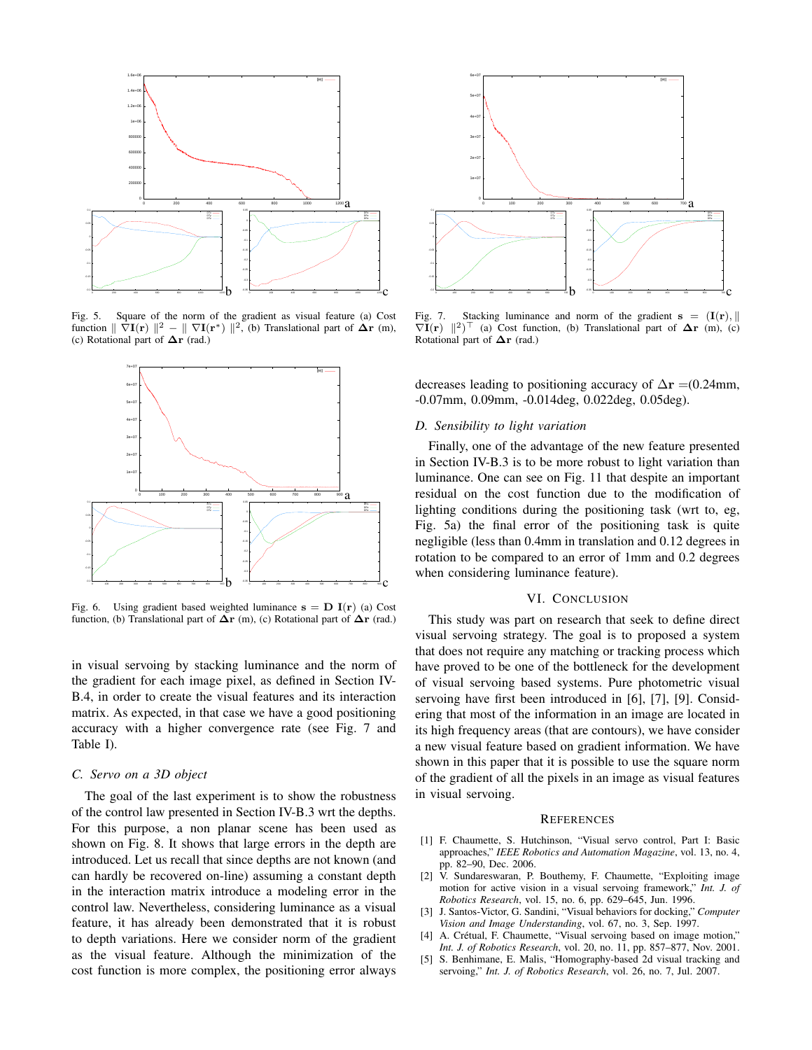Fig. 5. Square of the norm of the gradient as visual feature (a) Cost function $\| \nabla \mathbf{I}(\mathbf{r}) \|^2 - \| \nabla \mathbf{I}(\mathbf{r}^*) \|^2$, (b) Translational part of $\mathbf{\Delta r}$ (m), (c) Rotational part of $\mathbf{\Delta r}$ (rad.)

Fig. 6. Using gradient based weighted luminance $\mathbf{s} = \mathbf{D}\ \mathbf{I}(\mathbf{r})$ (a) Cost function, (b) Translational part of $\mathbf{\Delta r}$ (m), (c) Rotational part of $\mathbf{\Delta r}$ (rad.)

in visual servoing by stacking luminance and the norm of the gradient for each image pixel, as defined in Section IV-B.4, in order to create the visual features and its interaction matrix. As expected, in that case we have a good positioning accuracy with a higher convergence rate (see Fig. 7 and Table I).

### C. Servo on a 3D object

The goal of the last experiment is to show the robustness of the control law presented in Section IV-B.3 wrt the depths. For this purpose, a non planar scene has been used as shown on Fig. 8. It shows that large errors in the depth are introduced. Let us recall that since depths are not known (and can hardly be recovered on-line) assuming a constant depth in the interaction matrix introduce a modeling error in the control law. Nevertheless, considering luminance as a visual feature, it has already been demonstrated that it is robust to depth variations. Here we consider norm of the gradient as the visual feature. Although the minimization of the cost function is more complex, the positioning error always

Fig. 7. Stacking luminance and norm of the gradient $\mathbf{s} = (\mathbf{I}(\mathbf{r}), \| \nabla \mathbf{I}(\mathbf{r}) \|^2)^\top$ (a) Cost function, (b) Translational part of $\mathbf{\Delta r}$ (m), (c) Rotational part of $\mathbf{\Delta r}$ (rad.)

decreases leading to positioning accuracy of $\Delta \mathbf{r}$ =(0.24mm, -0.07mm, 0.09mm, -0.014deg, 0.022deg, 0.05deg).

### D. Sensibility to light variation

Finally, one of the advantage of the new feature presented in Section IV-B.3 is to be more robust to light variation than luminance. One can see on Fig. 11 that despite an important residual on the cost function due to the modification of lighting conditions during the positioning task (wrt to, eg, Fig. 5a) the final error of the positioning task is quite negligible (less than 0.4mm in translation and 0.12 degrees in rotation to be compared to an error of 1mm and 0.2 degrees when considering luminance feature).

## VI. Conclusion

This study was part on research that seek to define direct visual servoing strategy. The goal is to proposed a system that does not require any matching or tracking process which have proved to be one of the bottleneck for the development of visual servoing based systems. Pure photometric visual servoing have first been introduced in [6], [7], [9]. Considering that most of the information in an image are located in its high frequency areas (that are contours), we have consider a new visual feature based on gradient information. We have shown in this paper that it is possible to use the square norm of the gradient of all the pixels in an image as visual features in visual servoing.

## References

[1] F. Chaumette, S. Hutchinson, "Visual servo control, Part I: Basic approaches," *IEEE Robotics and Automation Magazine*, vol. 13, no. 4, pp. 82–90, Dec. 2006.

[2] V. Sundareswaran, P. Bouthemy, F. Chaumette, "Exploiting image motion for active vision in a visual servoing framework," *Int. J. of Robotics Research*, vol. 15, no. 6, pp. 629–645, Jun. 1996.

[3] J. Santos-Victor, G. Sandini, "Visual behaviors for docking," *Computer Vision and Image Understanding*, vol. 67, no. 3, Sep. 1997.

[4] A. Crétual, F. Chaumette, "Visual servoing based on image motion," *Int. J. of Robotics Research*, vol. 20, no. 11, pp. 857–877, Nov. 2001.

[5] S. Benhimane, E. Malis, "Homography-based 2d visual tracking and servoing," *Int. J. of Robotics Research*, vol. 26, no. 7, Jul. 2007.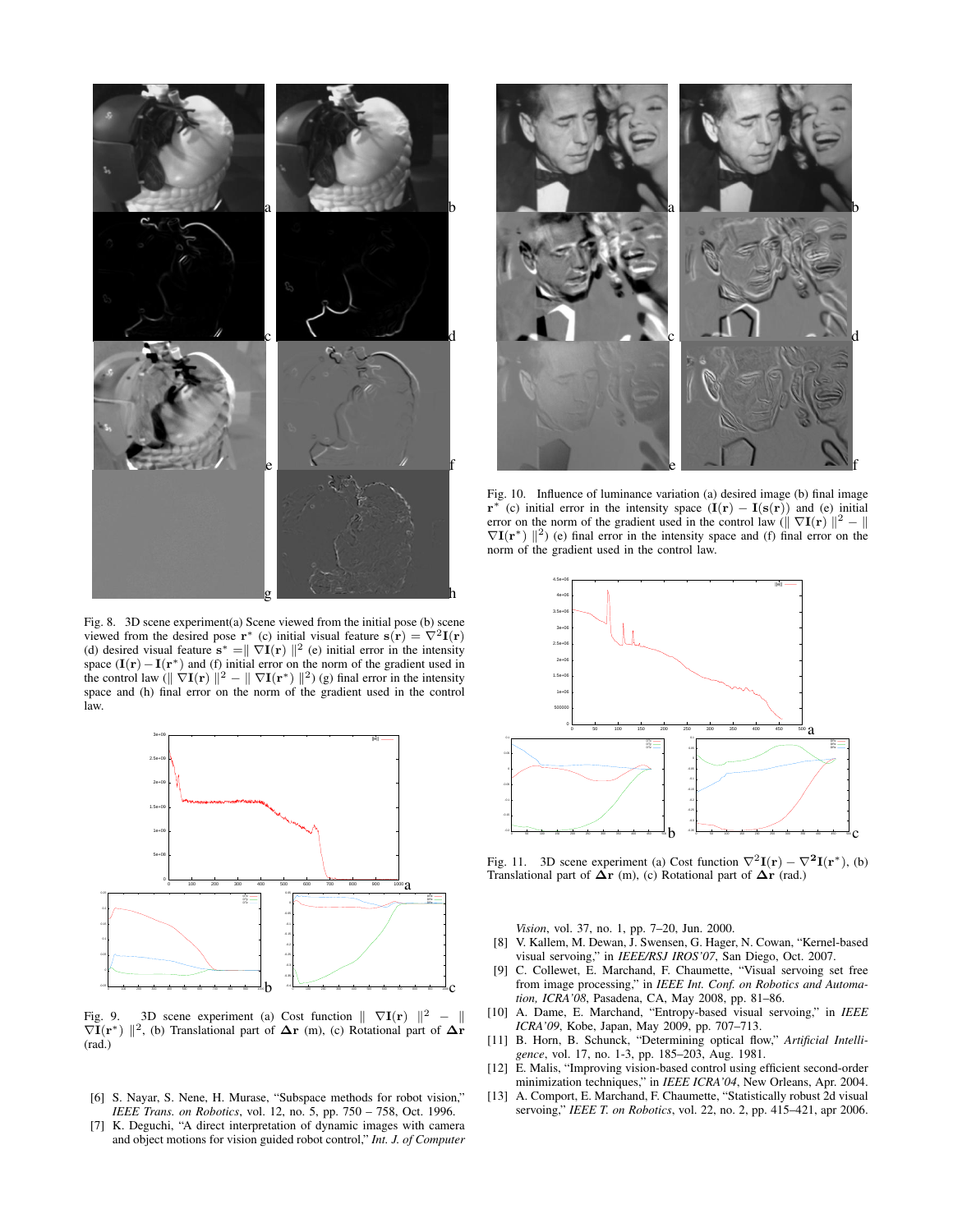a

b

c

d

e

f

g

h

Fig. 8. 3D scene experiment(a) Scene viewed from the initial pose (b) scene viewed from the desired pose $\mathbf{r}^*$ (c) initial visual feature $\mathbf{s}(\mathbf{r}) = \nabla^2\mathbf{I}(\mathbf{r})$ (d) desired visual feature $\mathbf{s}^* = \| \nabla\mathbf{I}(\mathbf{r}) \|^2$ (e) initial error in the intensity space $(\mathbf{I}(\mathbf{r}) - \mathbf{I}(\mathbf{r}^*))$ and (f) initial error on the norm of the gradient used in the control law $(\| \nabla\mathbf{I}(\mathbf{r}) \|^2 - \| \nabla\mathbf{I}(\mathbf{r}^*) \|^2)$ (g) final error in the intensity space and (h) final error on the norm of the gradient used in the control law.

a

b

c

Fig. 9. 3D scene experiment (a) Cost function $\| \nabla\mathbf{I}(\mathbf{r}) \|^2 - \| \nabla\mathbf{I}(\mathbf{r}^*) \|^2$, (b) Translational part of $\mathbf{\Delta r}$ (m), (c) Rotational part of $\mathbf{\Delta r}$ (rad.)

a

b

c

d

e

f

Fig. 10. Influence of luminance variation (a) desired image (b) final image $\mathbf{r}^*$ (c) initial error in the intensity space $(\mathbf{I}(\mathbf{r}) - \mathbf{I}(\mathbf{s}(\mathbf{r}))$ and (e) initial error on the norm of the gradient used in the control law $(\| \nabla\mathbf{I}(\mathbf{r}) \|^2 - \| \nabla\mathbf{I}(\mathbf{r}^*) \|^2)$ (e) final error in the intensity space and (f) final error on the norm of the gradient used in the control law.

a

b

c

Fig. 11. 3D scene experiment (a) Cost function $\nabla^2\mathbf{I}(\mathbf{r}) - \nabla^2\mathbf{I}(\mathbf{r}^*)$, (b) Translational part of $\mathbf{\Delta r}$ (m), (c) Rotational part of $\mathbf{\Delta r}$ (rad.)

[6] S. Nayar, S. Nene, H. Murase, "Subspace methods for robot vision," *IEEE Trans. on Robotics*, vol. 12, no. 5, pp. 750 – 758, Oct. 1996.

[7] K. Deguchi, "A direct interpretation of dynamic images with camera and object motions for vision guided robot control," *Int. J. of Computer Vision*, vol. 37, no. 1, pp. 7–20, Jun. 2000.

[8] V. Kallem, M. Dewan, J. Swensen, G. Hager, N. Cowan, "Kernel-based visual servoing," in *IEEE/RSJ IROS'07*, San Diego, Oct. 2007.

[9] C. Collewet, E. Marchand, F. Chaumette, "Visual servoing set free from image processing," in *IEEE Int. Conf. on Robotics and Automation, ICRA'08*, Pasadena, CA, May 2008, pp. 81–86.

[10] A. Dame, E. Marchand, "Entropy-based visual servoing," in *IEEE ICRA'09*, Kobe, Japan, May 2009, pp. 707–713.

[11] B. Horn, B. Schunck, "Determining optical flow," *Artificial Intelligence*, vol. 17, no. 1-3, pp. 185–203, Aug. 1981.

[12] E. Malis, "Improving vision-based control using efficient second-order minimization techniques," in *IEEE ICRA'04*, New Orleans, Apr. 2004.

[13] A. Comport, E. Marchand, F. Chaumette, "Statistically robust 2d visual servoing," *IEEE T. on Robotics*, vol. 22, no. 2, pp. 415–421, apr 2006.